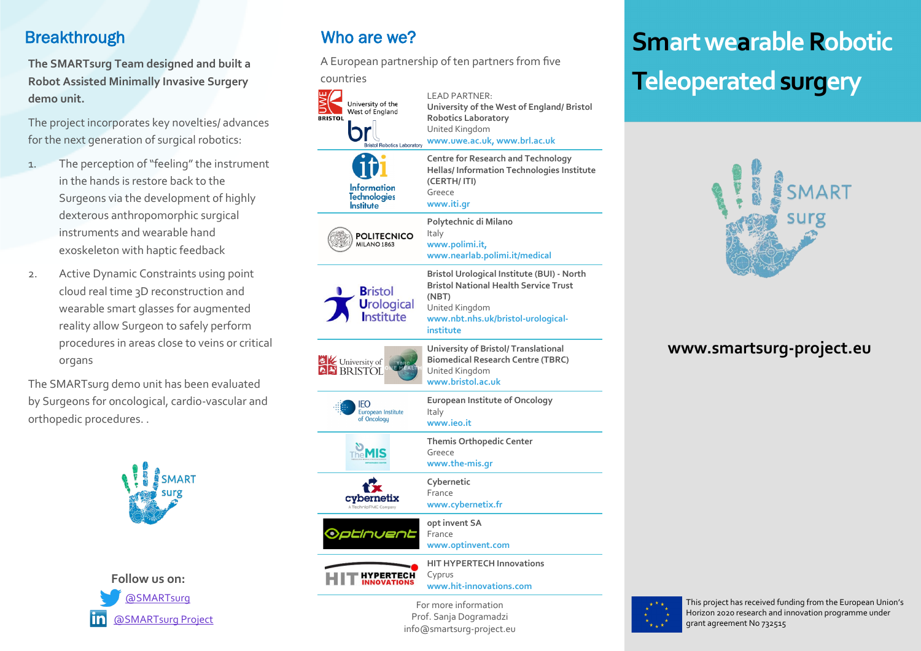## Breakthrough

**The SMARTsurg Team designed and built a Robot Assisted Minimally Invasive Surgery demo unit.**

The project incorporates key novelties/ advances for the next generation of surgical robotics:

1. The perception of "feeling" the instrument in the hands is restore back to the Surgeons via the development of highly dexterous anthropomorphic surgical instruments and wearable hand exoskeleton with haptic feedback
2. Active Dynamic Constraints using point cloud real time 3D reconstruction and wearable smart glasses for augmented reality allow Surgeon to safely perform procedures in areas close to veins or critical organs

The SMARTsurg demo unit has been evaluated by Surgeons for oncological, cardio-vascular and orthopedic procedures. .

**Follow us on:**

@SMARTsurg

@SMARTsurg Project

## Who are we?

A European partnership of ten partners from five countries

LEAD PARTNER:
**University of the West of England/ Bristol Robotics Laboratory**
United Kingdom
www.uwe.ac.uk, www.brl.ac.uk

**Centre for Research and Technology Hellas/ Information Technologies Institute (CERTH/ ITI)**
Greece
www.iti.gr

**Polytechnic di Milano**
Italy
www.polimi.it,
www.nearlab.polimi.it/medical

**Bristol Urological Institute (BUI) - North Bristol National Health Service Trust (NBT)**
United Kingdom
www.nbt.nhs.uk/bristol-urological-institute

**University of Bristol/ Translational Biomedical Research Centre (TBRC)**
United Kingdom
www.bristol.ac.uk

**European Institute of Oncology**
Italy
www.ieo.it

**Themis Orthopedic Center**
Greece
www.the-mis.gr

**Cybernetic**
France
www.cybernetix.fr

**opt invent SA**
France
www.optinvent.com

**HIT HYPERTECH Innovations**
Cyprus
www.hit-innovations.com

For more information
Prof. Sanja Dogramadzi
info@smartsurg-project.eu

# Smart wearable Robotic Teleoperated surgery

**www.smartsurg-project.eu**

This project has received funding from the European Union's Horizon 2020 research and innovation programme under grant agreement No 732515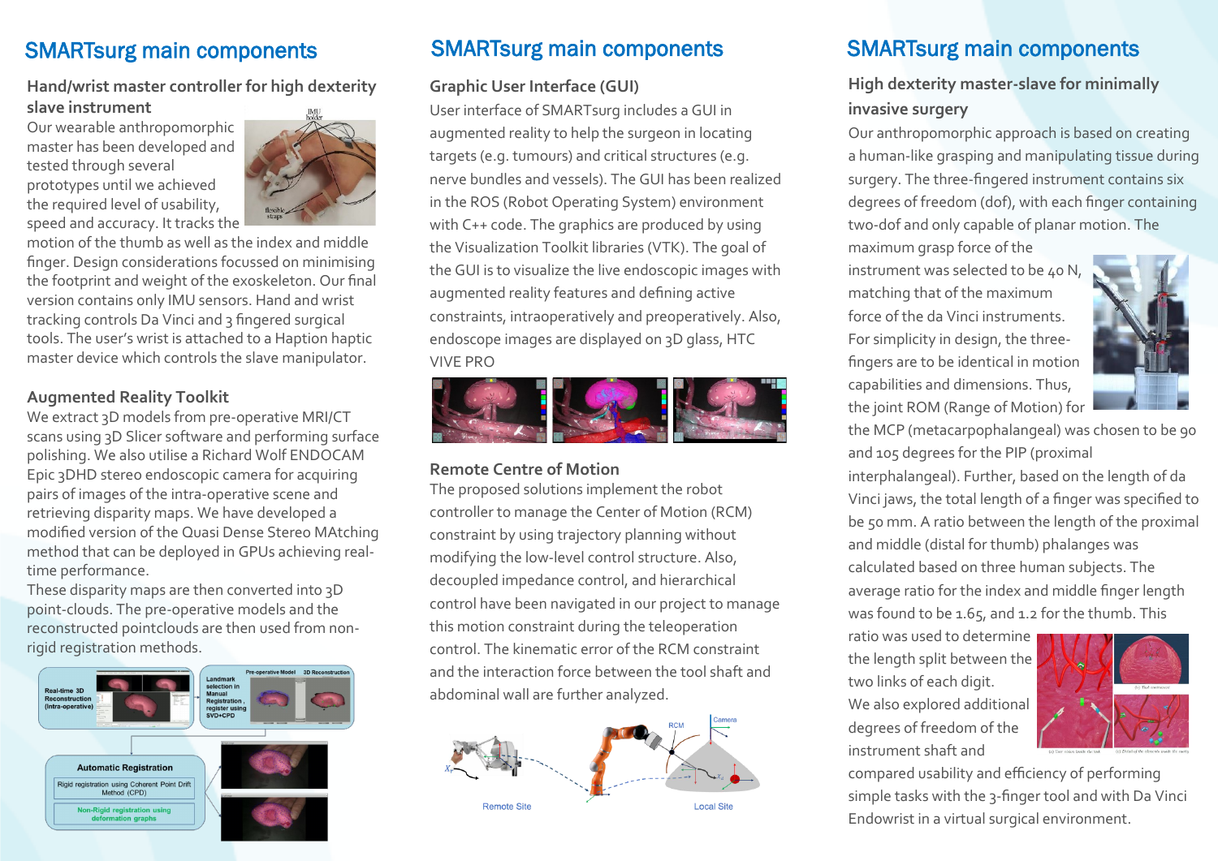## SMARTsurg main components

### Hand/wrist master controller for high dexterity slave instrument

Our wearable anthropomorphic master has been developed and tested through several prototypes until we achieved the required level of usability, speed and accuracy. It tracks the motion of the thumb as well as the index and middle finger. Design considerations focussed on minimising the footprint and weight of the exoskeleton. Our final version contains only IMU sensors. Hand and wrist tracking controls Da Vinci and 3 fingered surgical tools. The user's wrist is attached to a Haption haptic master device which controls the slave manipulator.

### Augmented Reality Toolkit

We extract 3D models from pre-operative MRI/CT scans using 3D Slicer software and performing surface polishing. We also utilise a Richard Wolf ENDOCAM Epic 3DHD stereo endoscopic camera for acquiring pairs of images of the intra-operative scene and retrieving disparity maps. We have developed a modified version of the Quasi Dense Stereo MAtching method that can be deployed in GPUs achieving real-time performance.

These disparity maps are then converted into 3D point-clouds. The pre-operative models and the reconstructed pointclouds are then used from non-rigid registration methods.

Real-time 3D Reconstruction (Intra-operative)

Pre-operative Model

3D Reconstruction

Landmark selection in Manual Registration, register using SVD+CPD

Automatic Registration

Rigid registration using Coherent Point Drift Method (CPD)

Non-Rigid registration using deformation graphs

## SMARTsurg main components

### Graphic User Interface (GUI)

User interface of SMARTsurg includes a GUI in augmented reality to help the surgeon in locating targets (e.g. tumours) and critical structures (e.g. nerve bundles and vessels). The GUI has been realized in the ROS (Robot Operating System) environment with C++ code. The graphics are produced by using the Visualization Toolkit libraries (VTK). The goal of the GUI is to visualize the live endoscopic images with augmented reality features and defining active constraints, intraoperatively and preoperatively. Also, endoscope images are displayed on 3D glass, HTC VIVE PRO

### Remote Centre of Motion

The proposed solutions implement the robot controller to manage the Center of Motion (RCM) constraint by using trajectory planning without modifying the low-level control structure. Also, decoupled impedance control, and hierarchical control have been navigated in our project to manage this motion constraint during the teleoperation control. The kinematic error of the RCM constraint and the interaction force between the tool shaft and abdominal wall are further analyzed.

Remote Site

Local Site

RCM

Camera

## SMARTsurg main components

### High dexterity master-slave for minimally invasive surgery

Our anthropomorphic approach is based on creating a human-like grasping and manipulating tissue during surgery. The three-fingered instrument contains six degrees of freedom (dof), with each finger containing two-dof and only capable of planar motion. The maximum grasp force of the instrument was selected to be 40 N, matching that of the maximum force of the da Vinci instruments. For simplicity in design, the three-fingers are to be identical in motion capabilities and dimensions. Thus, the joint ROM (Range of Motion) for the MCP (metacarpophalangeal) was chosen to be 90 and 105 degrees for the PIP (proximal interphalangeal). Further, based on the length of da Vinci jaws, the total length of a finger was specified to be 50 mm. A ratio between the length of the proximal and middle (distal for thumb) phalanges was calculated based on three human subjects. The average ratio for the index and middle finger length was found to be 1.65, and 1.2 for the thumb. This ratio was used to determine the length split between the two links of each digit.

We also explored additional degrees of freedom of the instrument shaft and compared usability and efficiency of performing simple tasks with the 3-finger tool and with Da Vinci Endowrist in a virtual surgical environment.